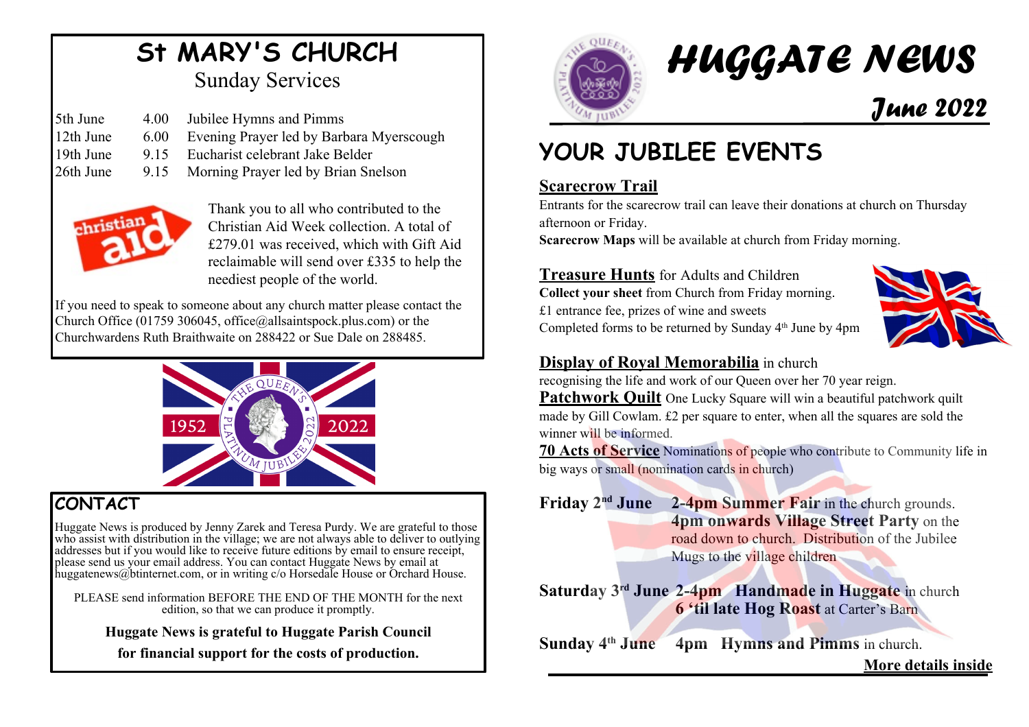# St MARY'S CHURCH

## Sunday Services

| | | |
|---|---|---|
| 5th June | 4.00 | Jubilee Hymns and Pimms |
| 12th June | 6.00 | Evening Prayer led by Barbara Myerscough |
| 19th June | 9.15 | Eucharist celebrant Jake Belder |
| 26th June | 9.15 | Morning Prayer led by Brian Snelson |

Thank you to all who contributed to the Christian Aid Week collection. A total of £279.01 was received, which with Gift Aid reclaimable will send over £335 to help the neediest people of the world.

If you need to speak to someone about any church matter please contact the Church Office (01759 306045, office@allsaintspock.plus.com) or the Churchwardens Ruth Braithwaite on 288422 or Sue Dale on 288485.

## CONTACT

Huggate News is produced by Jenny Zarek and Teresa Purdy. We are grateful to those who assist with distribution in the village; we are not always able to deliver to outlying addresses but if you would like to receive future editions by email to ensure receipt, please send us your email address. You can contact Huggate News by email at huggatenews@btinternet.com, or in writing c/o Horsedale House or Orchard House.

PLEASE send information BEFORE THE END OF THE MONTH for the next edition, so that we can produce it promptly.

**Huggate News is grateful to Huggate Parish Council for financial support for the costs of production.**

# HUGGATE NEWS

## June 2022

## YOUR JUBILEE EVENTS

**Scarecrow Trail**

Entrants for the scarecrow trail can leave their donations at church on Thursday afternoon or Friday.
**Scarecrow Maps** will be available at church from Friday morning.

**Treasure Hunts** for Adults and Children
**Collect your sheet** from Church from Friday morning.
£1 entrance fee, prizes of wine and sweets
Completed forms to be returned by Sunday 4th June by 4pm

**Display of Royal Memorabilia** in church
recognising the life and work of our Queen over her 70 year reign.

**Patchwork Quilt** One Lucky Square will win a beautiful patchwork quilt made by Gill Cowlam. £2 per square to enter, when all the squares are sold the winner will be informed.

**70 Acts of Service** Nominations of people who contribute to Community life in big ways or small (nomination cards in church)

**Friday 2nd June** **2-4pm Summer Fair** in the church grounds.
**4pm onwards Village Street Party** on the road down to church. Distribution of the Jubilee Mugs to the village children

**Saturday 3rd June** **2-4pm Handmade in Huggate** in church
**6 'til late Hog Roast** at Carter's Barn

**Sunday 4th June** **4pm Hymns and Pimms** in church.

**More details inside**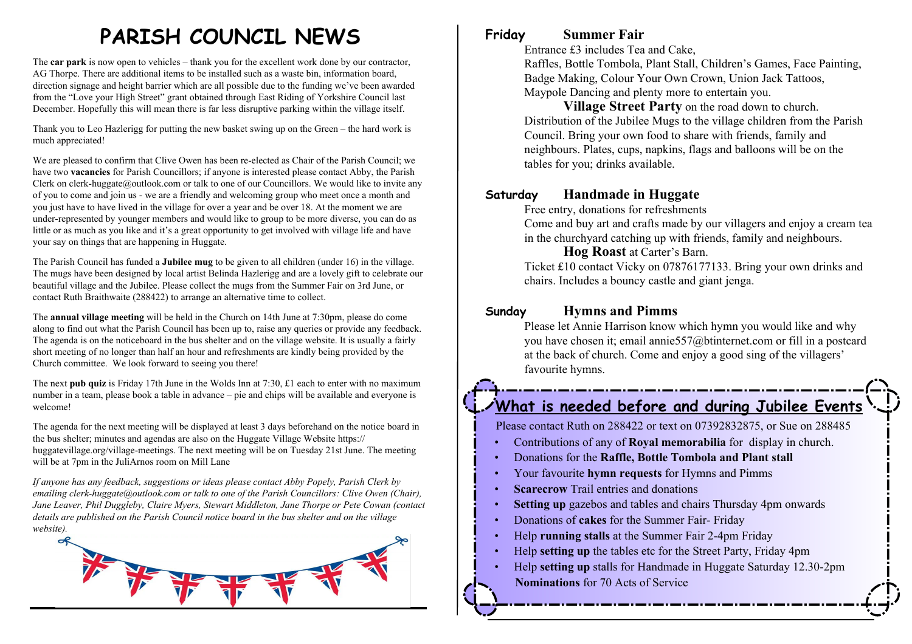# PARISH COUNCIL NEWS

The **car park** is now open to vehicles – thank you for the excellent work done by our contractor, AG Thorpe. There are additional items to be installed such as a waste bin, information board, direction signage and height barrier which are all possible due to the funding we've been awarded from the "Love your High Street" grant obtained through East Riding of Yorkshire Council last December. Hopefully this will mean there is far less disruptive parking within the village itself.

Thank you to Leo Hazlerigg for putting the new basket swing up on the Green – the hard work is much appreciated!

We are pleased to confirm that Clive Owen has been re-elected as Chair of the Parish Council; we have two **vacancies** for Parish Councillors; if anyone is interested please contact Abby, the Parish Clerk on clerk-huggate@outlook.com or talk to one of our Councillors. We would like to invite any of you to come and join us - we are a friendly and welcoming group who meet once a month and you just have to have lived in the village for over a year and be over 18. At the moment we are under-represented by younger members and would like to group to be more diverse, you can do as little or as much as you like and it's a great opportunity to get involved with village life and have your say on things that are happening in Huggate.

The Parish Council has funded a **Jubilee mug** to be given to all children (under 16) in the village. The mugs have been designed by local artist Belinda Hazlerigg and are a lovely gift to celebrate our beautiful village and the Jubilee. Please collect the mugs from the Summer Fair on 3rd June, or contact Ruth Braithwaite (288422) to arrange an alternative time to collect.

The **annual village meeting** will be held in the Church on 14th June at 7:30pm, please do come along to find out what the Parish Council has been up to, raise any queries or provide any feedback. The agenda is on the noticeboard in the bus shelter and on the village website. It is usually a fairly short meeting of no longer than half an hour and refreshments are kindly being provided by the Church committee. We look forward to seeing you there!

The next **pub quiz** is Friday 17th June in the Wolds Inn at 7:30, £1 each to enter with no maximum number in a team, please book a table in advance – pie and chips will be available and everyone is welcome!

The agenda for the next meeting will be displayed at least 3 days beforehand on the notice board in the bus shelter; minutes and agendas are also on the Huggate Village Website https://huggatevillage.org/village-meetings. The next meeting will be on Tuesday 21st June. The meeting will be at 7pm in the JuliArnos room on Mill Lane

*If anyone has any feedback, suggestions or ideas please contact Abby Popely, Parish Clerk by emailing clerk-huggate@outlook.com or talk to one of the Parish Councillors: Clive Owen (Chair), Jane Leaver, Phil Duggleby, Claire Myers, Stewart Middleton, Jane Thorpe or Pete Cowan (contact details are published on the Parish Council notice board in the bus shelter and on the village website).*

**Friday** — **Summer Fair**

Entrance £3 includes Tea and Cake,
Raffles, Bottle Tombola, Plant Stall, Children's Games, Face Painting, Badge Making, Colour Your Own Crown, Union Jack Tattoos, Maypole Dancing and plenty more to entertain you.

**Village Street Party** on the road down to church.
Distribution of the Jubilee Mugs to the village children from the Parish Council. Bring your own food to share with friends, family and neighbours. Plates, cups, napkins, flags and balloons will be on the tables for you; drinks available.

**Saturday** — **Handmade in Huggate**

Free entry, donations for refreshments
Come and buy art and crafts made by our villagers and enjoy a cream tea in the churchyard catching up with friends, family and neighbours.

**Hog Roast** at Carter's Barn.
Ticket £10 contact Vicky on 07876177133. Bring your own drinks and chairs. Includes a bouncy castle and giant jenga.

**Sunday** — **Hymns and Pimms**

Please let Annie Harrison know which hymn you would like and why you have chosen it; email annie557@btinternet.com or fill in a postcard at the back of church. Come and enjoy a good sing of the villagers' favourite hymns.

## What is needed before and during Jubilee Events

Please contact Ruth on 288422 or text on 07392832875, or Sue on 288485

- Contributions of any of **Royal memorabilia** for display in church.
- Donations for the **Raffle, Bottle Tombola and Plant stall**
- Your favourite **hymn requests** for Hymns and Pimms
- **Scarecrow** Trail entries and donations
- **Setting up** gazebos and tables and chairs Thursday 4pm onwards
- Donations of **cakes** for the Summer Fair- Friday
- Help **running stalls** at the Summer Fair 2-4pm Friday
- Help **setting up** the tables etc for the Street Party, Friday 4pm
- Help **setting up** stalls for Handmade in Huggate Saturday 12.30-2pm
- **Nominations** for 70 Acts of Service